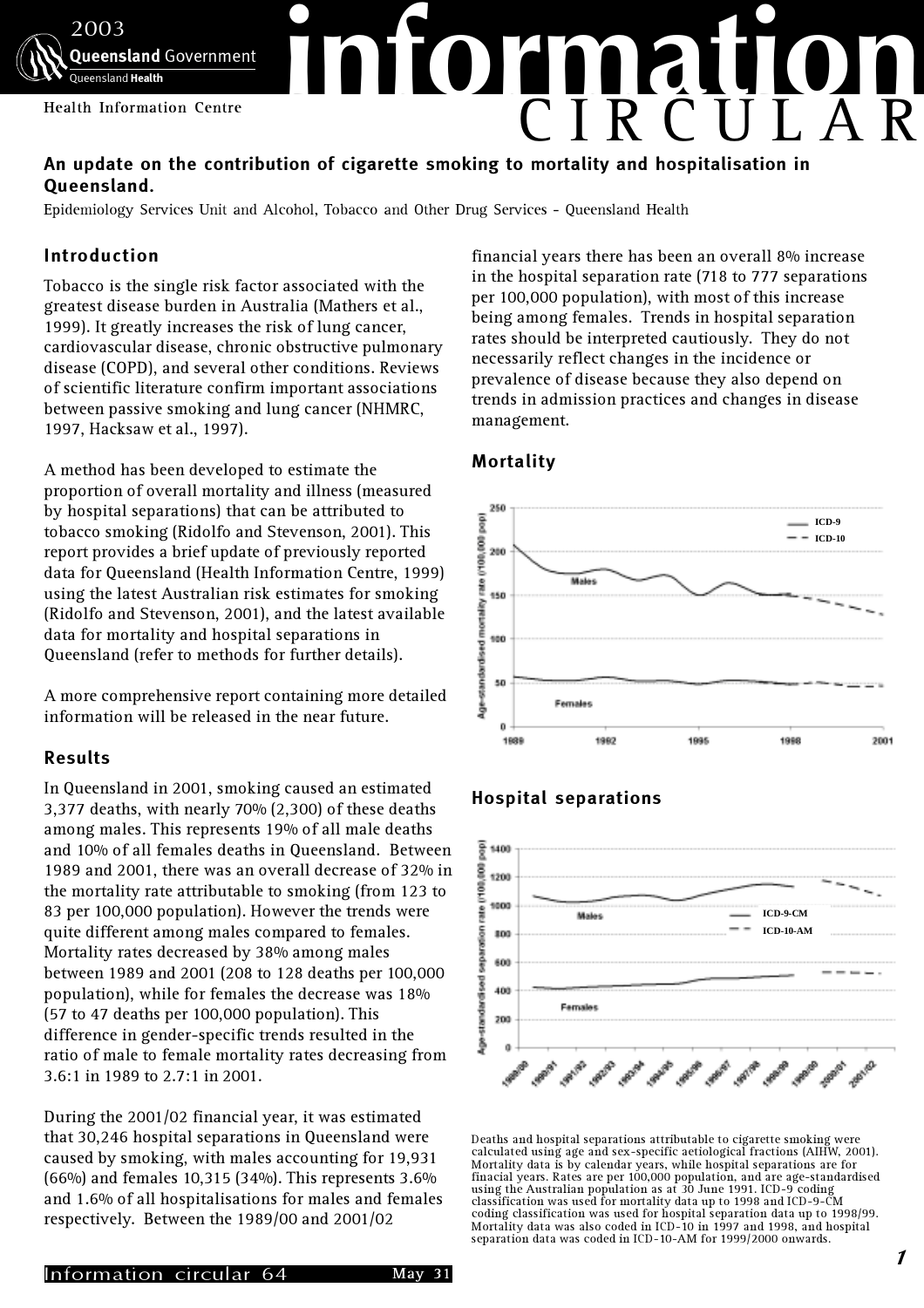# information CIRCULAR

2003 Queensland Government — Queensland Health

Health Information Centre

## An update on the contribution of cigarette smoking to mortality and hospitalisation in Queensland.

Epidemiology Services Unit and Alcohol, Tobacco and Other Drug Services - Queensland Health

### Introduction

Tobacco is the single risk factor associated with the greatest disease burden in Australia (Mathers et al., 1999). It greatly increases the risk of lung cancer, cardiovascular disease, chronic obstructive pulmonary disease (COPD), and several other conditions. Reviews of scientific literature confirm important associations between passive smoking and lung cancer (NHMRC, 1997, Hacksaw et al., 1997).

A method has been developed to estimate the proportion of overall mortality and illness (measured by hospital separations) that can be attributed to tobacco smoking (Ridolfo and Stevenson, 2001). This report provides a brief update of previously reported data for Queensland (Health Information Centre, 1999) using the latest Australian risk estimates for smoking (Ridolfo and Stevenson, 2001), and the latest available data for mortality and hospital separations in Queensland (refer to methods for further details).

A more comprehensive report containing more detailed information will be released in the near future.

### Results

In Queensland in 2001, smoking caused an estimated 3,377 deaths, with nearly 70% (2,300) of these deaths among males. This represents 19% of all male deaths and 10% of all females deaths in Queensland. Between 1989 and 2001, there was an overall decrease of 32% in the mortality rate attributable to smoking (from 123 to 83 per 100,000 population). However the trends were quite different among males compared to females. Mortality rates decreased by 38% among males between 1989 and 2001 (208 to 128 deaths per 100,000 population), while for females the decrease was 18% (57 to 47 deaths per 100,000 population). This difference in gender-specific trends resulted in the ratio of male to female mortality rates decreasing from 3.6:1 in 1989 to 2.7:1 in 2001.

During the 2001/02 financial year, it was estimated that 30,246 hospital separations in Queensland were caused by smoking, with males accounting for 19,931 (66%) and females 10,315 (34%). This represents 3.6% and 1.6% of all hospitalisations for males and females respectively. Between the 1989/00 and 2001/02 financial years there has been an overall 8% increase in the hospital separation rate (718 to 777 separations per 100,000 population), with most of this increase being among females. Trends in hospital separation rates should be interpreted cautiously. They do not necessarily reflect changes in the incidence or prevalence of disease because they also depend on trends in admission practices and changes in disease management.

### Mortality

### Hospital separations

Deaths and hospital separations attributable to cigarette smoking were calculated using age and sex-specific aetiological fractions (AIHW, 2001). Mortality data is by calendar years, while hospital separations are for finacial years. Rates are per 100,000 population, and are age-standardised using the Australian population as at 30 June 1991. ICD-9 coding classification was used for mortality data up to 1998 and ICD-9-CM coding classification was used for hospital separation data up to 1998/99. Mortality data was also coded in ICD-10 in 1997 and 1998, and hospital separation data was coded in ICD-10-AM for 1999/2000 onwards.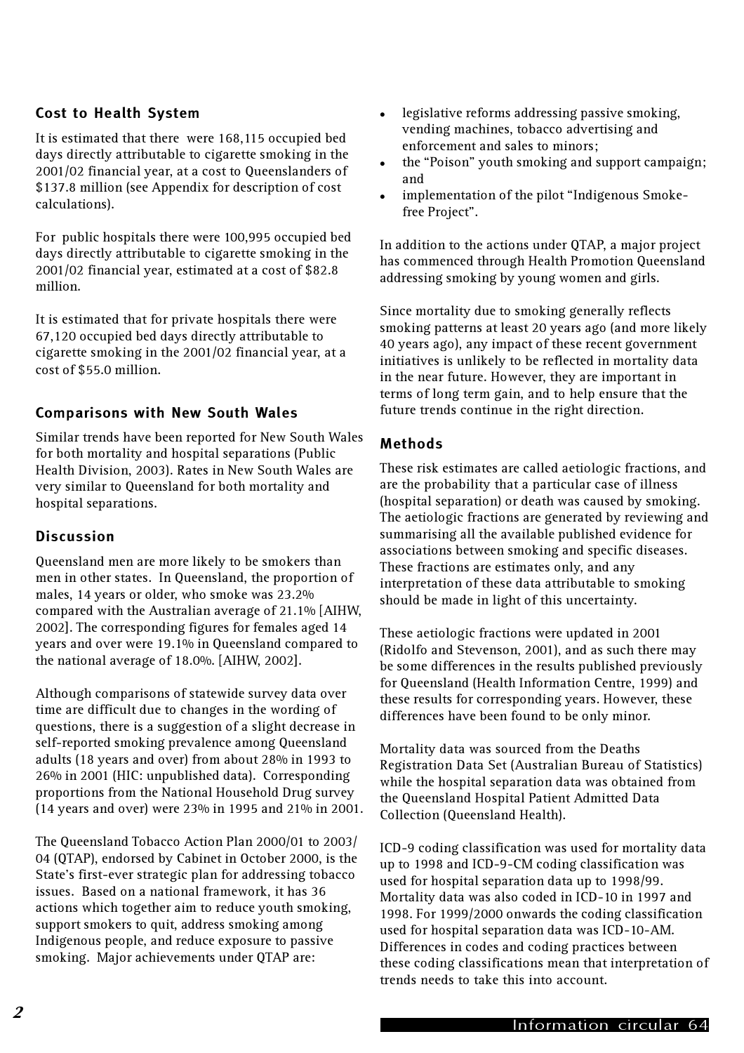## Cost to Health System

It is estimated that there  were 168,115 occupied bed days directly attributable to cigarette smoking in the 2001/02 financial year, at a cost to Queenslanders of $137.8 million (see Appendix for description of cost calculations).

For  public hospitals there were 100,995 occupied bed days directly attributable to cigarette smoking in the 2001/02 financial year, estimated at a cost of $82.8 million.

It is estimated that for private hospitals there were 67,120 occupied bed days directly attributable to cigarette smoking in the 2001/02 financial year, at a cost of $55.0 million.

## Comparisons with New South Wales

Similar trends have been reported for New South Wales for both mortality and hospital separations (Public Health Division, 2003). Rates in New South Wales are very similar to Queensland for both mortality and hospital separations.

## Discussion

Queensland men are more likely to be smokers than men in other states.  In Queensland, the proportion of males, 14 years or older, who smoke was 23.2% compared with the Australian average of 21.1% [AIHW, 2002]. The corresponding figures for females aged 14 years and over were 19.1% in Queensland compared to the national average of 18.0%. [AIHW, 2002].

Although comparisons of statewide survey data over time are difficult due to changes in the wording of questions, there is a suggestion of a slight decrease in self-reported smoking prevalence among Queensland adults (18 years and over) from about 28% in 1993 to 26% in 2001 (HIC: unpublished data).  Corresponding proportions from the National Household Drug survey (14 years and over) were 23% in 1995 and 21% in 2001.

The Queensland Tobacco Action Plan 2000/01 to 2003/04 (QTAP), endorsed by Cabinet in October 2000, is the State's first-ever strategic plan for addressing tobacco issues.  Based on a national framework, it has 36 actions which together aim to reduce youth smoking, support smokers to quit, address smoking among Indigenous people, and reduce exposure to passive smoking.  Major achievements under QTAP are:

- legislative reforms addressing passive smoking, vending machines, tobacco advertising and enforcement and sales to minors;
- the "Poison" youth smoking and support campaign; and
- implementation of the pilot "Indigenous Smoke-free Project".

In addition to the actions under QTAP, a major project has commenced through Health Promotion Queensland addressing smoking by young women and girls.

Since mortality due to smoking generally reflects smoking patterns at least 20 years ago (and more likely 40 years ago), any impact of these recent government initiatives is unlikely to be reflected in mortality data in the near future. However, they are important in terms of long term gain, and to help ensure that the future trends continue in the right direction.

## Methods

These risk estimates are called aetiologic fractions, and are the probability that a particular case of illness (hospital separation) or death was caused by smoking. The aetiologic fractions are generated by reviewing and summarising all the available published evidence for associations between smoking and specific diseases. These fractions are estimates only, and any interpretation of these data attributable to smoking should be made in light of this uncertainty.

These aetiologic fractions were updated in 2001 (Ridolfo and Stevenson, 2001), and as such there may be some differences in the results published previously for Queensland (Health Information Centre, 1999) and these results for corresponding years. However, these differences have been found to be only minor.

Mortality data was sourced from the Deaths Registration Data Set (Australian Bureau of Statistics) while the hospital separation data was obtained from the Queensland Hospital Patient Admitted Data Collection (Queensland Health).

ICD-9 coding classification was used for mortality data up to 1998 and ICD-9-CM coding classification was used for hospital separation data up to 1998/99. Mortality data was also coded in ICD-10 in 1997 and 1998. For 1999/2000 onwards the coding classification used for hospital separation data was ICD-10-AM. Differences in codes and coding practices between these coding classifications mean that interpretation of trends needs to take this into account.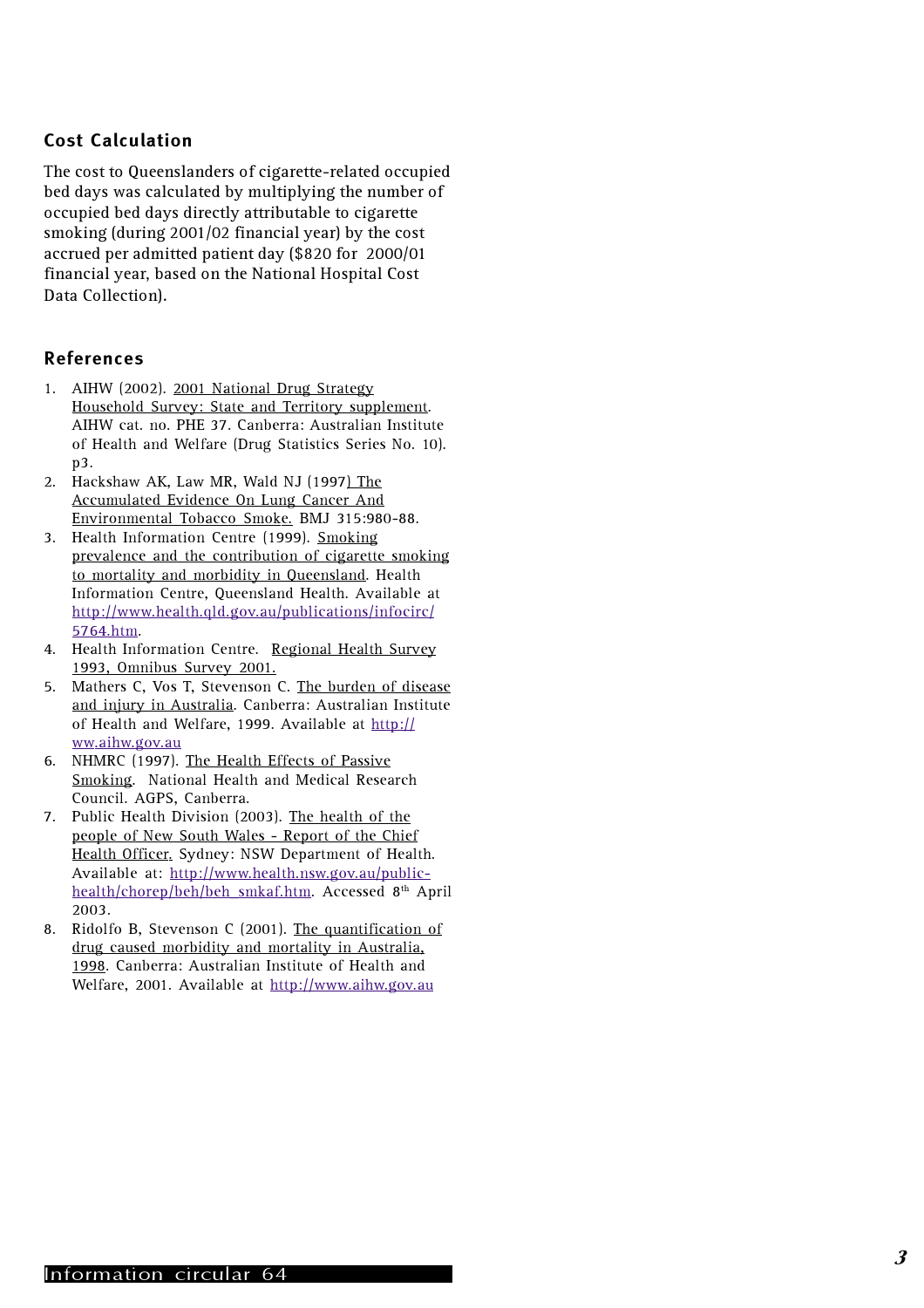## Cost Calculation

The cost to Queenslanders of cigarette-related occupied bed days was calculated by multiplying the number of occupied bed days directly attributable to cigarette smoking (during 2001/02 financial year) by the cost accrued per admitted patient day ($820 for 2000/01 financial year, based on the National Hospital Cost Data Collection).

## References

1. AIHW (2002). 2001 National Drug Strategy Household Survey: State and Territory supplement. AIHW cat. no. PHE 37. Canberra: Australian Institute of Health and Welfare (Drug Statistics Series No. 10). p3.
2. Hackshaw AK, Law MR, Wald NJ (1997) The Accumulated Evidence On Lung Cancer And Environmental Tobacco Smoke. BMJ 315:980-88.
3. Health Information Centre (1999). Smoking prevalence and the contribution of cigarette smoking to mortality and morbidity in Queensland. Health Information Centre, Queensland Health. Available at http://www.health.qld.gov.au/publications/infocirc/5764.htm.
4. Health Information Centre. Regional Health Survey 1993, Omnibus Survey 2001.
5. Mathers C, Vos T, Stevenson C. The burden of disease and injury in Australia. Canberra: Australian Institute of Health and Welfare, 1999. Available at http://ww.aihw.gov.au
6. NHMRC (1997). The Health Effects of Passive Smoking. National Health and Medical Research Council. AGPS, Canberra.
7. Public Health Division (2003). The health of the people of New South Wales - Report of the Chief Health Officer. Sydney: NSW Department of Health. Available at: http://www.health.nsw.gov.au/public-health/chorep/beh/beh_smkaf.htm. Accessed 8th April 2003.
8. Ridolfo B, Stevenson C (2001). The quantification of drug caused morbidity and mortality in Australia, 1998. Canberra: Australian Institute of Health and Welfare, 2001. Available at http://www.aihw.gov.au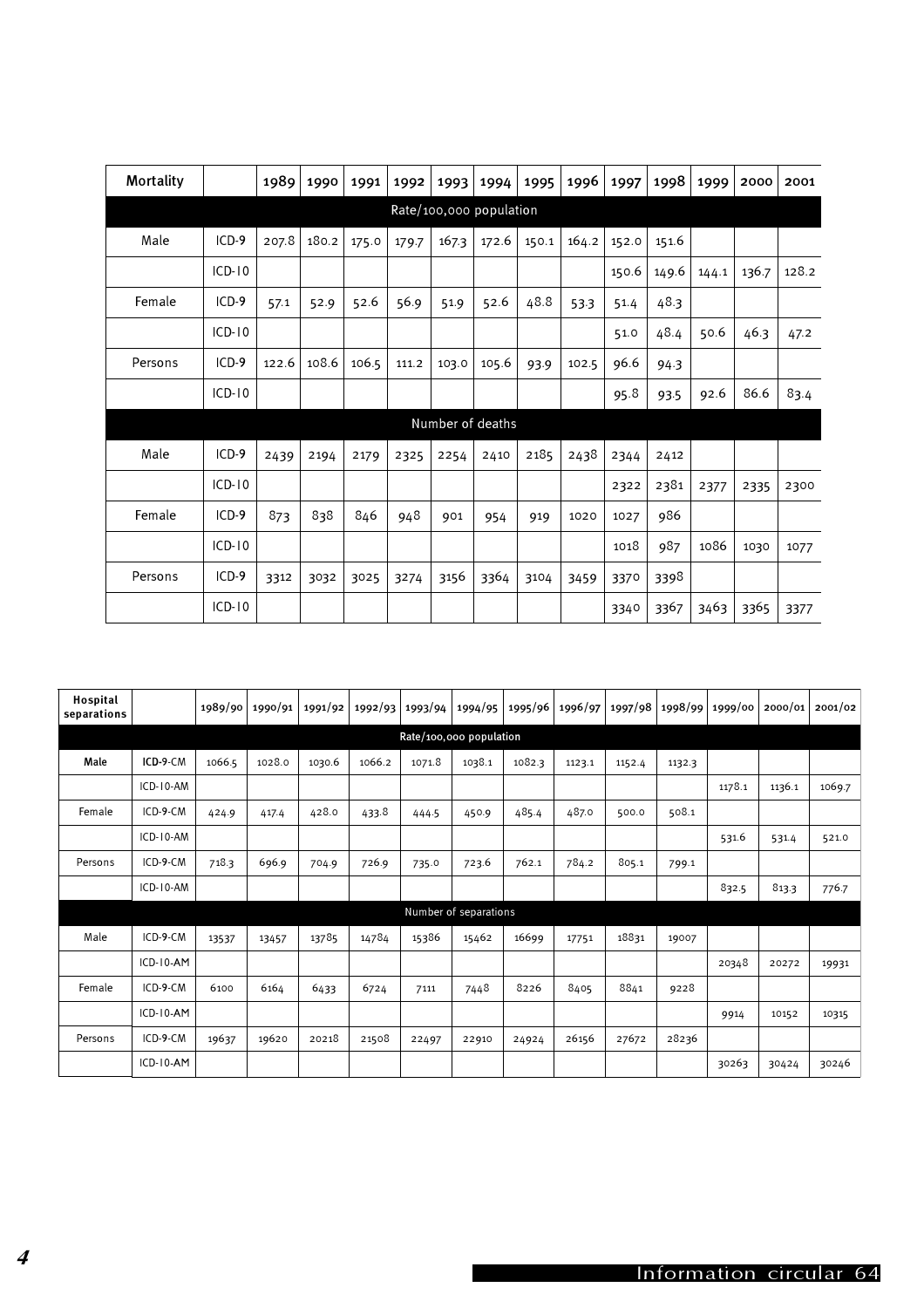| Mortality | | 1989 | 1990 | 1991 | 1992 | 1993 | 1994 | 1995 | 1996 | 1997 | 1998 | 1999 | 2000 | 2001 |
|---|---|---|---|---|---|---|---|---|---|---|---|---|---|---|
| Rate/100,000 population | | | | | | | | | | | | | | |
| Male | ICD-9 | 207.8 | 180.2 | 175.0 | 179.7 | 167.3 | 172.6 | 150.1 | 164.2 | 152.0 | 151.6 | | | |
| | ICD-10 | | | | | | | | | 150.6 | 149.6 | 144.1 | 136.7 | 128.2 |
| Female | ICD-9 | 57.1 | 52.9 | 52.6 | 56.9 | 51.9 | 52.6 | 48.8 | 53.3 | 51.4 | 48.3 | | | |
| | ICD-10 | | | | | | | | | 51.0 | 48.4 | 50.6 | 46.3 | 47.2 |
| Persons | ICD-9 | 122.6 | 108.6 | 106.5 | 111.2 | 103.0 | 105.6 | 93.9 | 102.5 | 96.6 | 94.3 | | | |
| | ICD-10 | | | | | | | | | 95.8 | 93.5 | 92.6 | 86.6 | 83.4 |
| Number of deaths | | | | | | | | | | | | | | |
| Male | ICD-9 | 2439 | 2194 | 2179 | 2325 | 2254 | 2410 | 2185 | 2438 | 2344 | 2412 | | | |
| | ICD-10 | | | | | | | | | 2322 | 2381 | 2377 | 2335 | 2300 |
| Female | ICD-9 | 873 | 838 | 846 | 948 | 901 | 954 | 919 | 1020 | 1027 | 986 | | | |
| | ICD-10 | | | | | | | | | 1018 | 987 | 1086 | 1030 | 1077 |
| Persons | ICD-9 | 3312 | 3032 | 3025 | 3274 | 3156 | 3364 | 3104 | 3459 | 3370 | 3398 | | | |
| | ICD-10 | | | | | | | | | 3340 | 3367 | 3463 | 3365 | 3377 |

| Hospital separations | | 1989/90 | 1990/91 | 1991/92 | 1992/93 | 1993/94 | 1994/95 | 1995/96 | 1996/97 | 1997/98 | 1998/99 | 1999/00 | 2000/01 | 2001/02 |
|---|---|---|---|---|---|---|---|---|---|---|---|---|---|---|
| Rate/100,000 population | | | | | | | | | | | | | | |
| **Male** | **ICD-9**-CM | 1066.5 | 1028.0 | 1030.6 | 1066.2 | 1071.8 | 1038.1 | 1082.3 | 1123.1 | 1152.4 | 1132.3 | | | |
| | ICD-10-AM | | | | | | | | | | | 1178.1 | 1136.1 | 1069.7 |
| Female | ICD-9-CM | 424.9 | 417.4 | 428.0 | 433.8 | 444.5 | 450.9 | 485.4 | 487.0 | 500.0 | 508.1 | | | |
| | ICD-10-AM | | | | | | | | | | | 531.6 | 531.4 | 521.0 |
| Persons | ICD-9-CM | 718.3 | 696.9 | 704.9 | 726.9 | 735.0 | 723.6 | 762.1 | 784.2 | 805.1 | 799.1 | | | |
| | ICD-10-AM | | | | | | | | | | | 832.5 | 813.3 | 776.7 |
| Number of separations | | | | | | | | | | | | | | |
| Male | ICD-9-CM | 13537 | 13457 | 13785 | 14784 | 15386 | 15462 | 16699 | 17751 | 18831 | 19007 | | | |
| | ICD-10-AM | | | | | | | | | | | 20348 | 20272 | 19931 |
| Female | ICD-9-CM | 6100 | 6164 | 6433 | 6724 | 7111 | 7448 | 8226 | 8405 | 8841 | 9228 | | | |
| | ICD-10-AM | | | | | | | | | | | 9914 | 10152 | 10315 |
| Persons | ICD-9-CM | 19637 | 19620 | 20218 | 21508 | 22497 | 22910 | 24924 | 26156 | 27672 | 28236 | | | |
| | ICD-10-AM | | | | | | | | | | | 30263 | 30424 | 30246 |